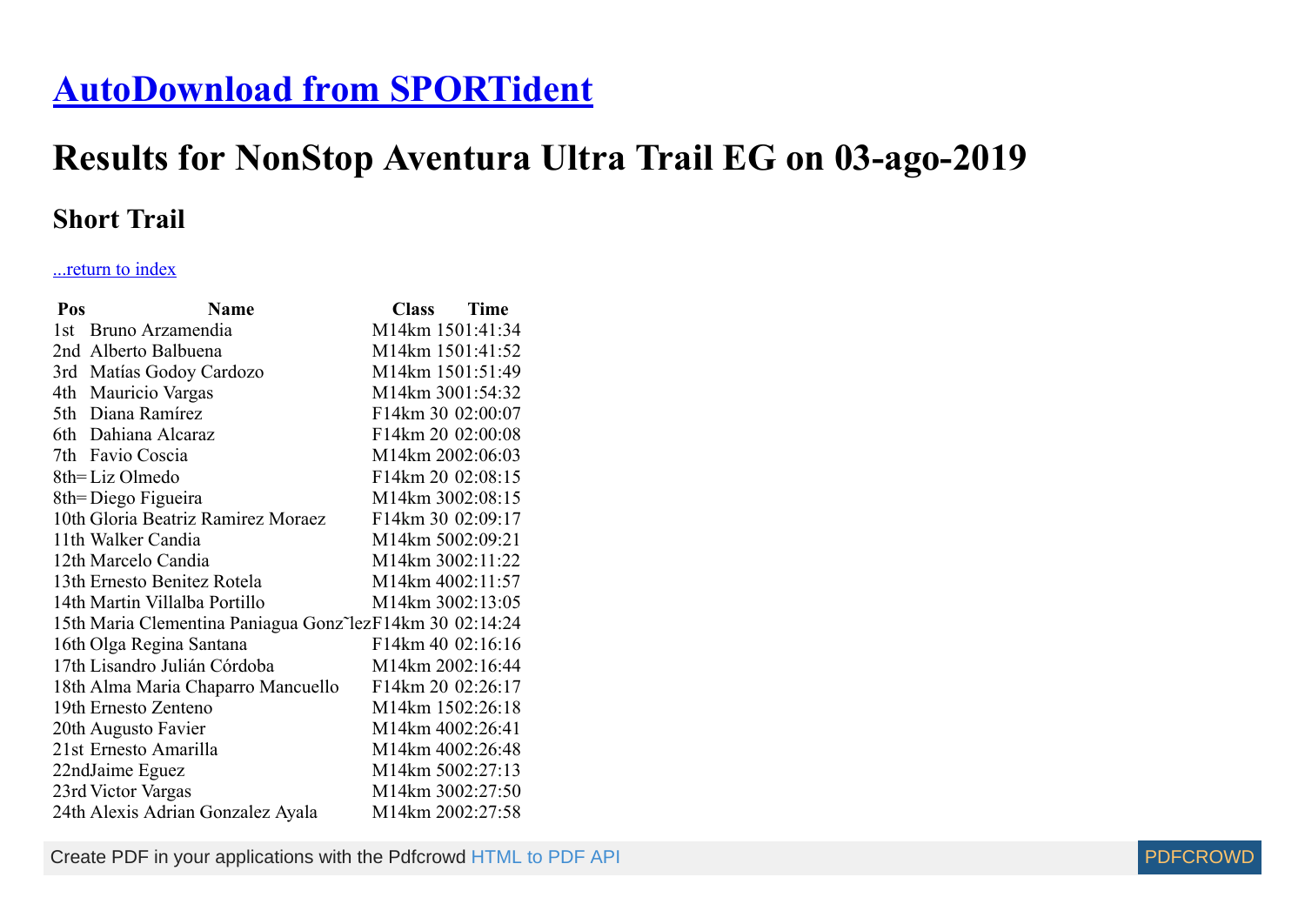# [AutoDownload from SPORTident]

# Results for NonStop Aventura Ultra Trail EG on 03-ago-2019

## Short Trail

[...return to index]

| Pos | Name | Class | Time |
|---|---|---|---|
| 1st | Bruno Arzamendia | M14km 15 | 01:41:34 |
| 2nd | Alberto Balbuena | M14km 15 | 01:41:52 |
| 3rd | Matías Godoy Cardozo | M14km 15 | 01:51:49 |
| 4th | Mauricio Vargas | M14km 30 | 01:54:32 |
| 5th | Diana Ramírez | F14km 30 | 02:00:07 |
| 6th | Dahiana Alcaraz | F14km 20 | 02:00:08 |
| 7th | Favio Coscia | M14km 20 | 02:06:03 |
| 8th= | Liz Olmedo | F14km 20 | 02:08:15 |
| 8th= | Diego Figueira | M14km 30 | 02:08:15 |
| 10th | Gloria Beatriz Ramirez Moraez | F14km 30 | 02:09:17 |
| 11th | Walker Candia | M14km 50 | 02:09:21 |
| 12th | Marcelo Candia | M14km 30 | 02:11:22 |
| 13th | Ernesto Benitez Rotela | M14km 40 | 02:11:57 |
| 14th | Martin Villalba Portillo | M14km 30 | 02:13:05 |
| 15th | Maria Clementina Paniagua Gonz˜lez | F14km 30 | 02:14:24 |
| 16th | Olga Regina Santana | F14km 40 | 02:16:16 |
| 17th | Lisandro Julián Córdoba | M14km 20 | 02:16:44 |
| 18th | Alma Maria Chaparro Mancuello | F14km 20 | 02:26:17 |
| 19th | Ernesto Zenteno | M14km 15 | 02:26:18 |
| 20th | Augusto Favier | M14km 40 | 02:26:41 |
| 21st | Ernesto Amarilla | M14km 40 | 02:26:48 |
| 22nd | Jaime Eguez | M14km 50 | 02:27:13 |
| 23rd | Victor Vargas | M14km 30 | 02:27:50 |
| 24th | Alexis Adrian Gonzalez Ayala | M14km 20 | 02:27:58 |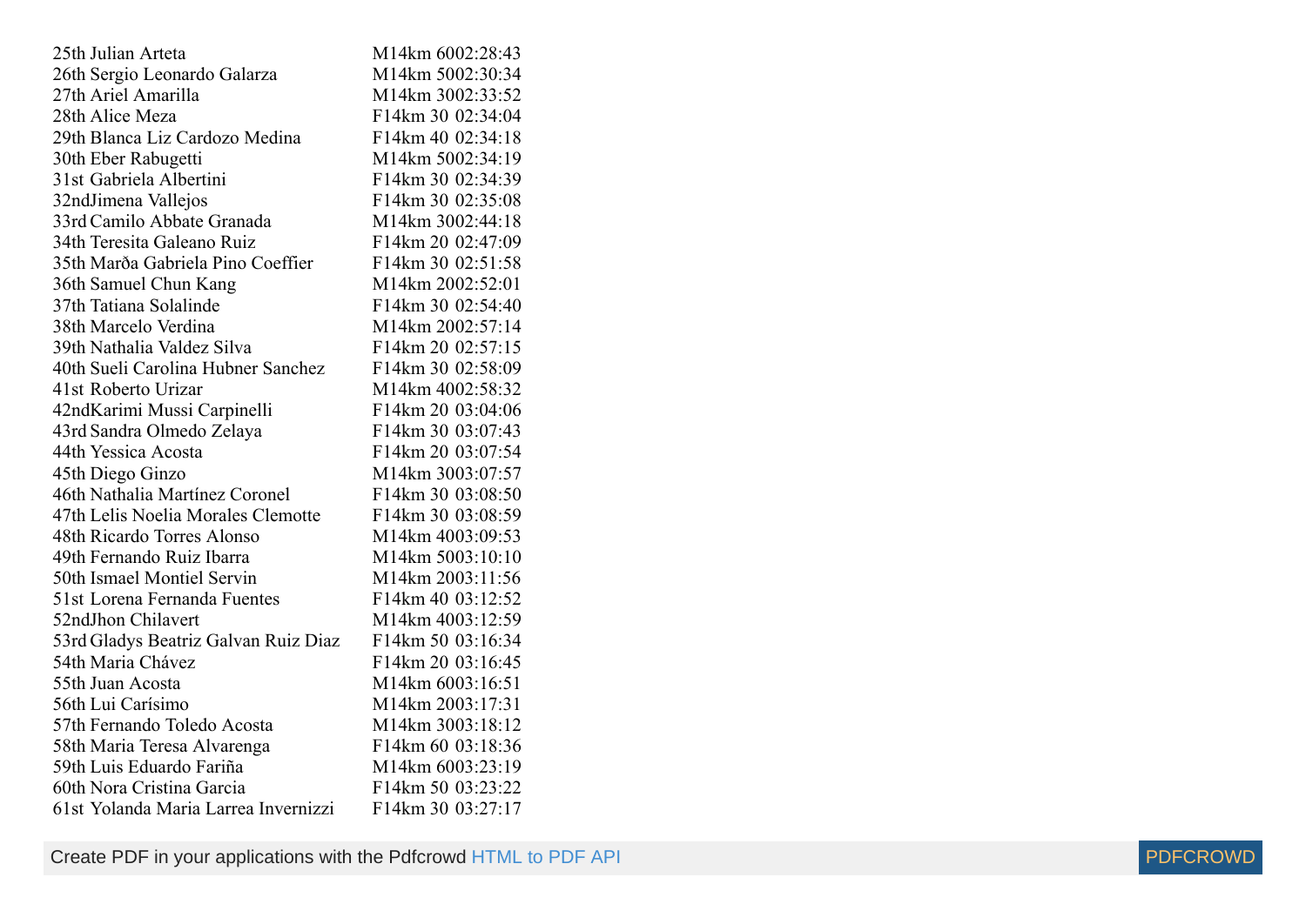| | | | |
|---|---|---|---|
| 25th | Julian Arteta | M14km 60 | 02:28:43 |
| 26th | Sergio Leonardo Galarza | M14km 50 | 02:30:34 |
| 27th | Ariel Amarilla | M14km 30 | 02:33:52 |
| 28th | Alice Meza | F14km 30 | 02:34:04 |
| 29th | Blanca Liz Cardozo Medina | F14km 40 | 02:34:18 |
| 30th | Eber Rabugetti | M14km 50 | 02:34:19 |
| 31st | Gabriela Albertini | F14km 30 | 02:34:39 |
| 32nd | Jimena Vallejos | F14km 30 | 02:35:08 |
| 33rd | Camilo Abbate Granada | M14km 30 | 02:44:18 |
| 34th | Teresita Galeano Ruiz | F14km 20 | 02:47:09 |
| 35th | Marða Gabriela Pino Coeffier | F14km 30 | 02:51:58 |
| 36th | Samuel Chun Kang | M14km 20 | 02:52:01 |
| 37th | Tatiana Solalinde | F14km 30 | 02:54:40 |
| 38th | Marcelo Verdina | M14km 20 | 02:57:14 |
| 39th | Nathalia Valdez Silva | F14km 20 | 02:57:15 |
| 40th | Sueli Carolina Hubner Sanchez | F14km 30 | 02:58:09 |
| 41st | Roberto Urizar | M14km 40 | 02:58:32 |
| 42nd | Karimi Mussi Carpinelli | F14km 20 | 03:04:06 |
| 43rd | Sandra Olmedo Zelaya | F14km 30 | 03:07:43 |
| 44th | Yessica Acosta | F14km 20 | 03:07:54 |
| 45th | Diego Ginzo | M14km 30 | 03:07:57 |
| 46th | Nathalia Martínez Coronel | F14km 30 | 03:08:50 |
| 47th | Lelis Noelia Morales Clemotte | F14km 30 | 03:08:59 |
| 48th | Ricardo Torres Alonso | M14km 40 | 03:09:53 |
| 49th | Fernando Ruiz Ibarra | M14km 50 | 03:10:10 |
| 50th | Ismael Montiel Servin | M14km 20 | 03:11:56 |
| 51st | Lorena Fernanda Fuentes | F14km 40 | 03:12:52 |
| 52nd | Jhon Chilavert | M14km 40 | 03:12:59 |
| 53rd | Gladys Beatriz Galvan Ruiz Diaz | F14km 50 | 03:16:34 |
| 54th | Maria Chávez | F14km 20 | 03:16:45 |
| 55th | Juan Acosta | M14km 60 | 03:16:51 |
| 56th | Lui Carísimo | M14km 20 | 03:17:31 |
| 57th | Fernando Toledo Acosta | M14km 30 | 03:18:12 |
| 58th | Maria Teresa Alvarenga | F14km 60 | 03:18:36 |
| 59th | Luis Eduardo Fariña | M14km 60 | 03:23:19 |
| 60th | Nora Cristina Garcia | F14km 50 | 03:23:22 |
| 61st | Yolanda Maria Larrea Invernizzi | F14km 30 | 03:27:17 |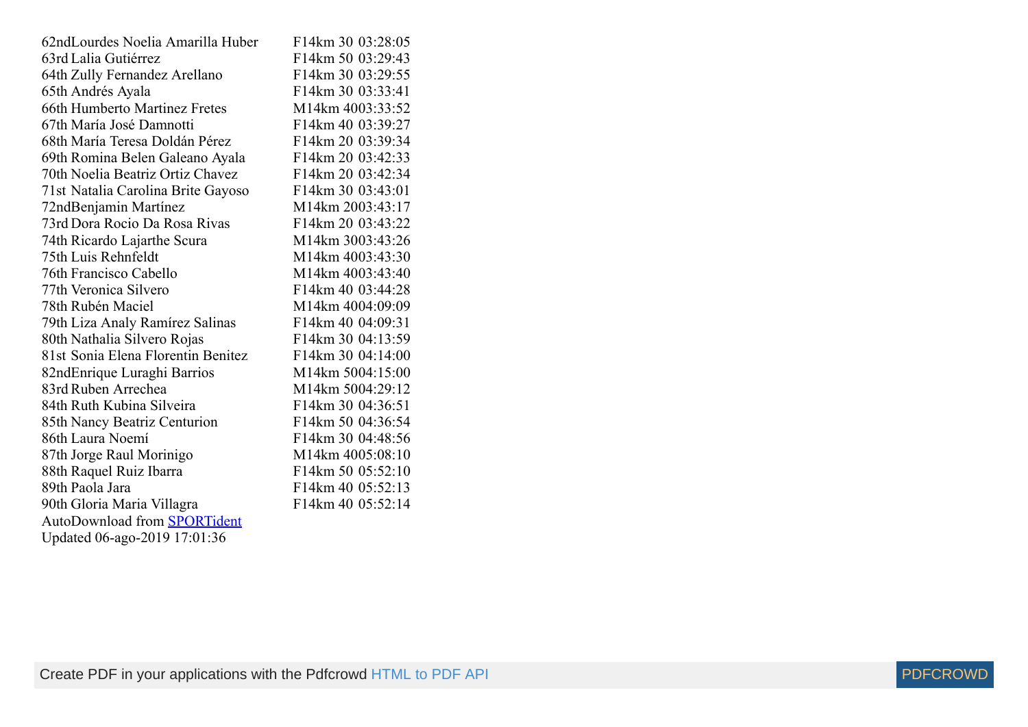| | | | | |
|---|---|---|---|---|
| 62nd | Lourdes Noelia Amarilla Huber | F14km | 30 | 03:28:05 |
| 63rd | Lalia Gutiérrez | F14km | 50 | 03:29:43 |
| 64th | Zully Fernandez Arellano | F14km | 30 | 03:29:55 |
| 65th | Andrés Ayala | F14km | 30 | 03:33:41 |
| 66th | Humberto Martinez Fretes | M14km | 40 | 03:33:52 |
| 67th | María José Damnotti | F14km | 40 | 03:39:27 |
| 68th | María Teresa Doldán Pérez | F14km | 20 | 03:39:34 |
| 69th | Romina Belen Galeano Ayala | F14km | 20 | 03:42:33 |
| 70th | Noelia Beatriz Ortiz Chavez | F14km | 20 | 03:42:34 |
| 71st | Natalia Carolina Brite Gayoso | F14km | 30 | 03:43:01 |
| 72nd | Benjamin Martínez | M14km | 20 | 03:43:17 |
| 73rd | Dora Rocio Da Rosa Rivas | F14km | 20 | 03:43:22 |
| 74th | Ricardo Lajarthe Scura | M14km | 30 | 03:43:26 |
| 75th | Luis Rehnfeldt | M14km | 40 | 03:43:30 |
| 76th | Francisco Cabello | M14km | 40 | 03:43:40 |
| 77th | Veronica Silvero | F14km | 40 | 03:44:28 |
| 78th | Rubén Maciel | M14km | 40 | 04:09:09 |
| 79th | Liza Analy Ramírez Salinas | F14km | 40 | 04:09:31 |
| 80th | Nathalia Silvero Rojas | F14km | 30 | 04:13:59 |
| 81st | Sonia Elena Florentin Benitez | F14km | 30 | 04:14:00 |
| 82nd | Enrique Luraghi Barrios | M14km | 50 | 04:15:00 |
| 83rd | Ruben Arrechea | M14km | 50 | 04:29:12 |
| 84th | Ruth Kubina Silveira | F14km | 30 | 04:36:51 |
| 85th | Nancy Beatriz Centurion | F14km | 50 | 04:36:54 |
| 86th | Laura Noemí | F14km | 30 | 04:48:56 |
| 87th | Jorge Raul Morinigo | M14km | 40 | 05:08:10 |
| 88th | Raquel Ruiz Ibarra | F14km | 50 | 05:52:10 |
| 89th | Paola Jara | F14km | 40 | 05:52:13 |
| 90th | Gloria Maria Villagra | F14km | 40 | 05:52:14 |

AutoDownload from SPORTident

Updated 06-ago-2019 17:01:36